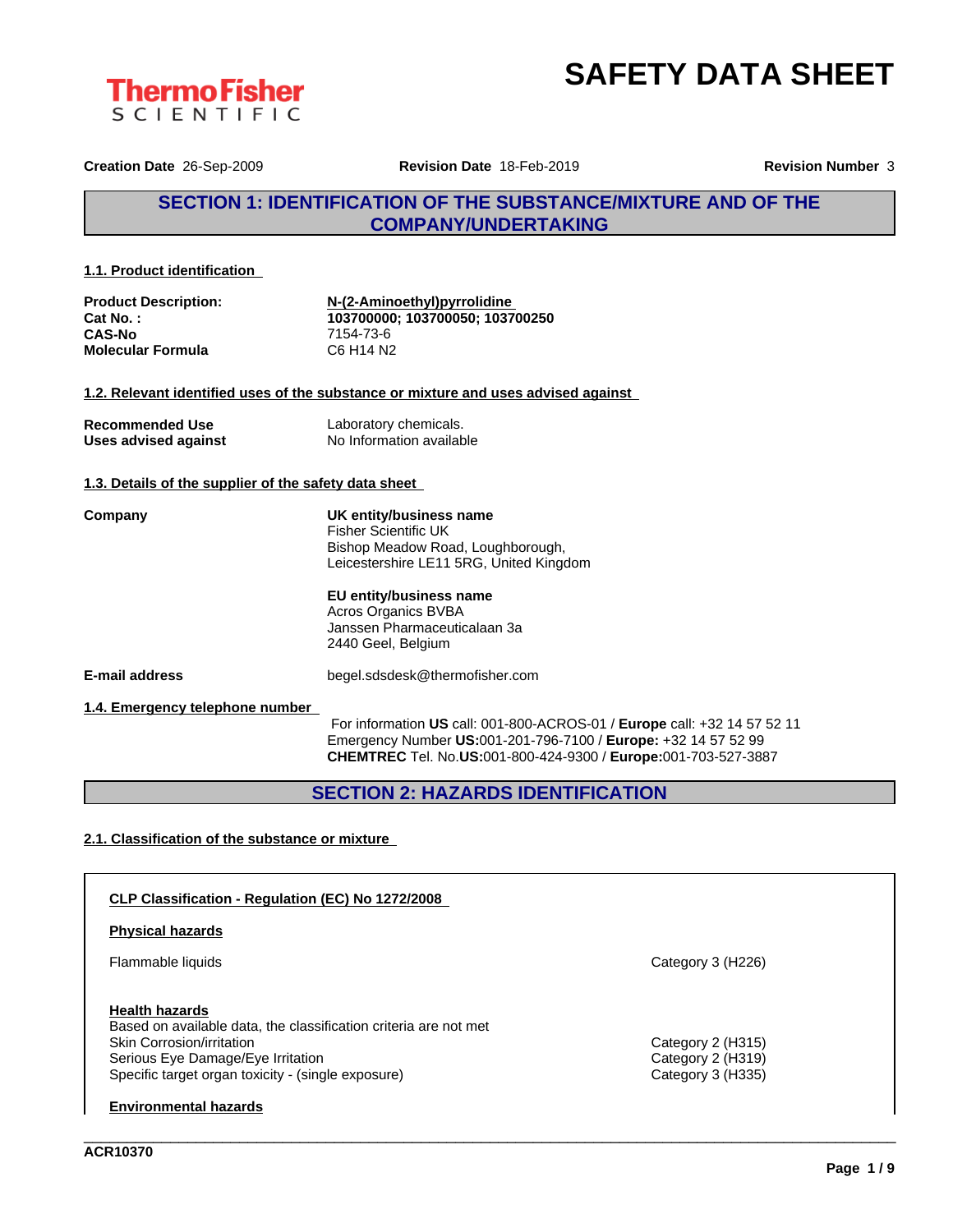# SAFETY DATA SHEET

**Creation Date** 26-Sep-2009 **Revision Date** 18-Feb-2019 **Revision Number** 3

## SECTION 1: IDENTIFICATION OF THE SUBSTANCE/MIXTURE AND OF THE COMPANY/UNDERTAKING

### 1.1. Product identification

| | |
|---|---|
| **Product Description:** | **N-(2-Aminoethyl)pyrrolidine** |
| **Cat No. :** | **103700000; 103700050; 103700250** |
| **CAS-No** | 7154-73-6 |
| **Molecular Formula** | C6 H14 N2 |

### 1.2. Relevant identified uses of the substance or mixture and uses advised against

| | |
|---|---|
| **Recommended Use** | Laboratory chemicals. |
| **Uses advised against** | No Information available |

### 1.3. Details of the supplier of the safety data sheet

**Company**

**UK entity/business name**
Fisher Scientific UK
Bishop Meadow Road, Loughborough,
Leicestershire LE11 5RG, United Kingdom

**EU entity/business name**
Acros Organics BVBA
Janssen Pharmaceuticalaan 3a
2440 Geel, Belgium

**E-mail address** begel.sdsdesk@thermofisher.com

### 1.4. Emergency telephone number

For information **US** call: 001-800-ACROS-01 / **Europe** call: +32 14 57 52 11
Emergency Number **US:**001-201-796-7100 / **Europe:** +32 14 57 52 99
**CHEMTREC** Tel. No.**US:**001-800-424-9300 / **Europe:**001-703-527-3887

## SECTION 2: HAZARDS IDENTIFICATION

### 2.1. Classification of the substance or mixture

**CLP Classification - Regulation (EC) No 1272/2008**

**Physical hazards**

| | |
|---|---|
| Flammable liquids | Category 3 (H226) |

**Health hazards**

Based on available data, the classification criteria are not met

| | |
|---|---|
| Skin Corrosion/irritation | Category 2 (H315) |
| Serious Eye Damage/Eye Irritation | Category 2 (H319) |
| Specific target organ toxicity - (single exposure) | Category 3 (H335) |

**Environmental hazards**

ACR10370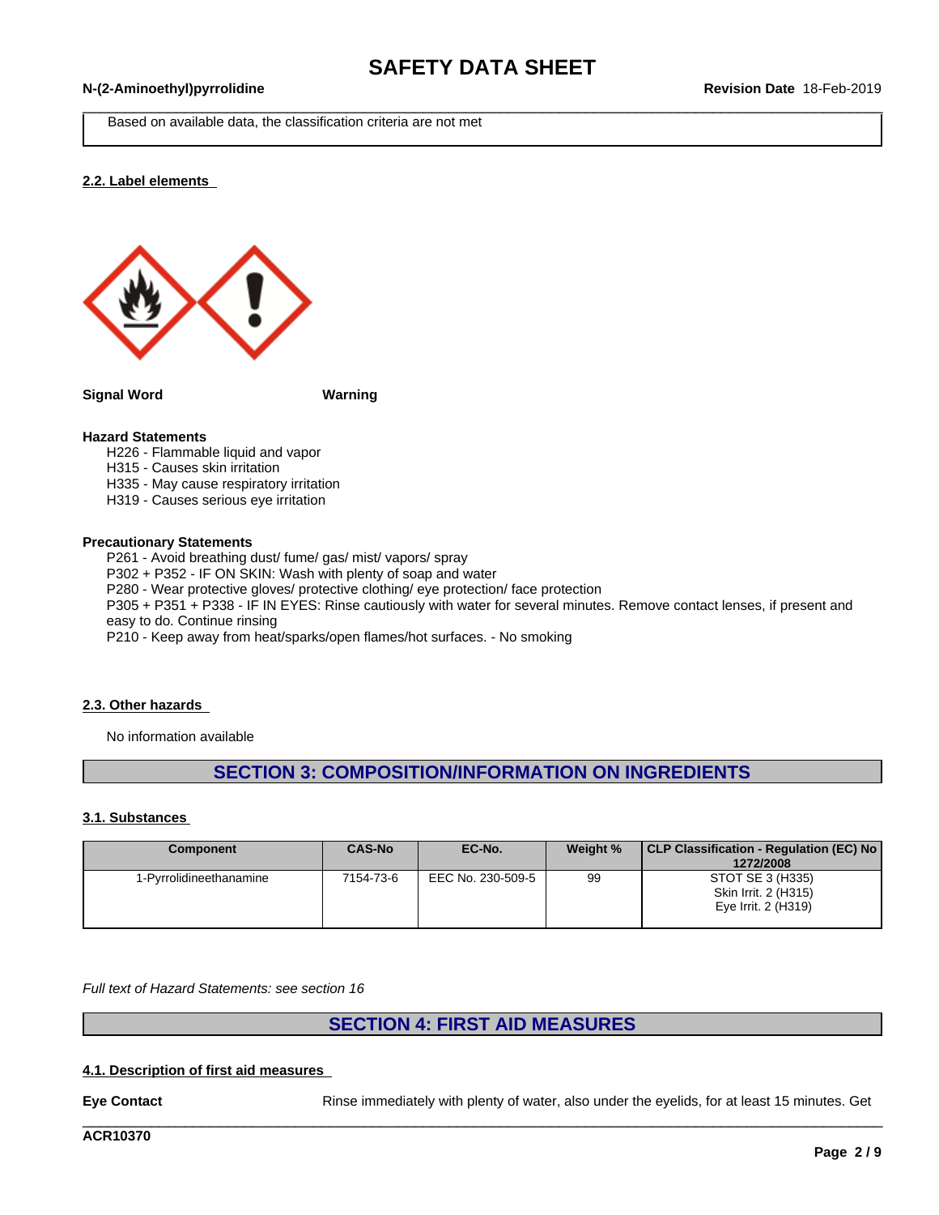Based on available data, the classification criteria are not met

### 2.2. Label elements

**Signal Word** **Warning**

**Hazard Statements**

H226 - Flammable liquid and vapor
H315 - Causes skin irritation
H335 - May cause respiratory irritation
H319 - Causes serious eye irritation

**Precautionary Statements**

P261 - Avoid breathing dust/ fume/ gas/ mist/ vapors/ spray
P302 + P352 - IF ON SKIN: Wash with plenty of soap and water
P280 - Wear protective gloves/ protective clothing/ eye protection/ face protection
P305 + P351 + P338 - IF IN EYES: Rinse cautiously with water for several minutes. Remove contact lenses, if present and easy to do. Continue rinsing
P210 - Keep away from heat/sparks/open flames/hot surfaces. - No smoking

### 2.3. Other hazards

No information available

## SECTION 3: COMPOSITION/INFORMATION ON INGREDIENTS

### 3.1. Substances

| Component | CAS-No | EC-No. | Weight % | CLP Classification - Regulation (EC) No 1272/2008 |
|---|---|---|---|---|
| 1-Pyrrolidineethanamine | 7154-73-6 | EEC No. 230-509-5 | 99 | STOT SE 3 (H335)<br>Skin Irrit. 2 (H315)<br>Eye Irrit. 2 (H319) |

*Full text of Hazard Statements: see section 16*

## SECTION 4: FIRST AID MEASURES

### 4.1. Description of first aid measures

**Eye Contact** Rinse immediately with plenty of water, also under the eyelids, for at least 15 minutes. Get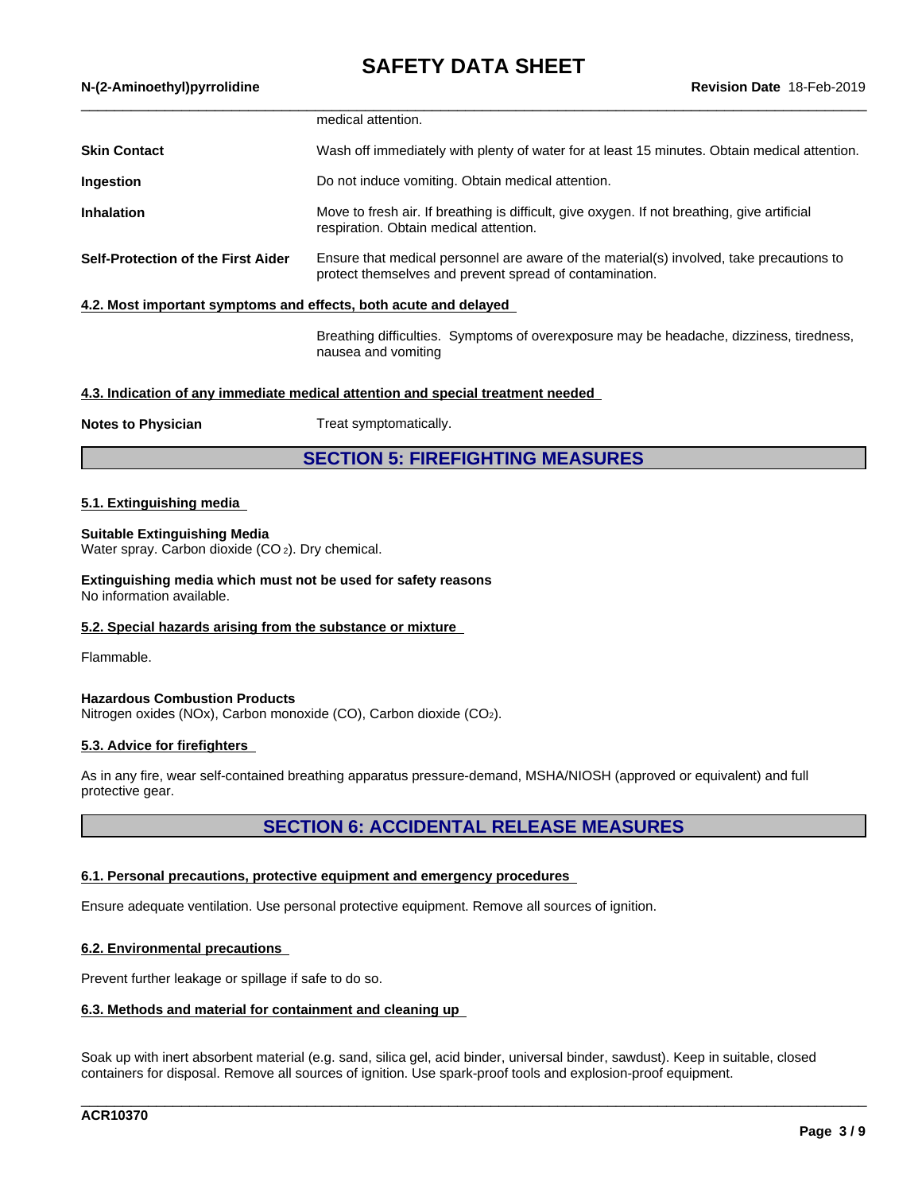medical attention.

| | |
|---|---|
| **Skin Contact** | Wash off immediately with plenty of water for at least 15 minutes. Obtain medical attention. |
| **Ingestion** | Do not induce vomiting. Obtain medical attention. |
| **Inhalation** | Move to fresh air. If breathing is difficult, give oxygen. If not breathing, give artificial respiration. Obtain medical attention. |
| **Self-Protection of the First Aider** | Ensure that medical personnel are aware of the material(s) involved, take precautions to protect themselves and prevent spread of contamination. |

### 4.2. Most important symptoms and effects, both acute and delayed

Breathing difficulties. Symptoms of overexposure may be headache, dizziness, tiredness, nausea and vomiting

### 4.3. Indication of any immediate medical attention and special treatment needed

**Notes to Physician** Treat symptomatically.

## SECTION 5: FIREFIGHTING MEASURES

### 5.1. Extinguishing media

**Suitable Extinguishing Media**
Water spray. Carbon dioxide ($CO_2$). Dry chemical.

**Extinguishing media which must not be used for safety reasons**
No information available.

### 5.2. Special hazards arising from the substance or mixture

Flammable.

**Hazardous Combustion Products**
Nitrogen oxides (NOx), Carbon monoxide (CO), Carbon dioxide ($CO_2$).

### 5.3. Advice for firefighters

As in any fire, wear self-contained breathing apparatus pressure-demand, MSHA/NIOSH (approved or equivalent) and full protective gear.

## SECTION 6: ACCIDENTAL RELEASE MEASURES

### 6.1. Personal precautions, protective equipment and emergency procedures

Ensure adequate ventilation. Use personal protective equipment. Remove all sources of ignition.

### 6.2. Environmental precautions

Prevent further leakage or spillage if safe to do so.

### 6.3. Methods and material for containment and cleaning up

Soak up with inert absorbent material (e.g. sand, silica gel, acid binder, universal binder, sawdust). Keep in suitable, closed containers for disposal. Remove all sources of ignition. Use spark-proof tools and explosion-proof equipment.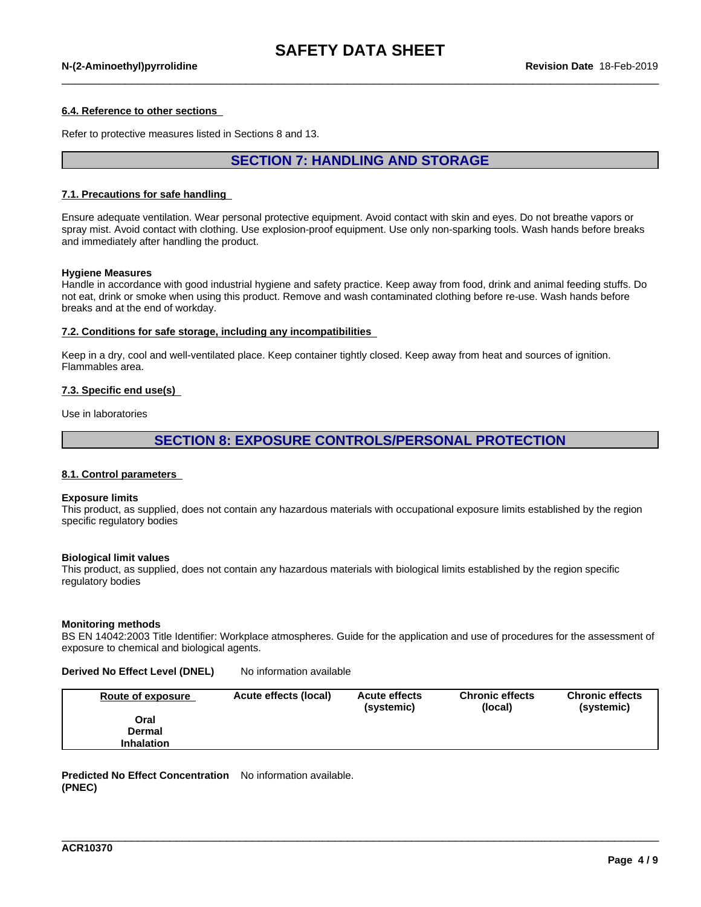#### 6.4. Reference to other sections

Refer to protective measures listed in Sections 8 and 13.

## SECTION 7: HANDLING AND STORAGE

#### 7.1. Precautions for safe handling

Ensure adequate ventilation. Wear personal protective equipment. Avoid contact with skin and eyes. Do not breathe vapors or spray mist. Avoid contact with clothing. Use explosion-proof equipment. Use only non-sparking tools. Wash hands before breaks and immediately after handling the product.

**Hygiene Measures**
Handle in accordance with good industrial hygiene and safety practice. Keep away from food, drink and animal feeding stuffs. Do not eat, drink or smoke when using this product. Remove and wash contaminated clothing before re-use. Wash hands before breaks and at the end of workday.

#### 7.2. Conditions for safe storage, including any incompatibilities

Keep in a dry, cool and well-ventilated place. Keep container tightly closed. Keep away from heat and sources of ignition. Flammables area.

#### 7.3. Specific end use(s)

Use in laboratories

## SECTION 8: EXPOSURE CONTROLS/PERSONAL PROTECTION

#### 8.1. Control parameters

**Exposure limits**
This product, as supplied, does not contain any hazardous materials with occupational exposure limits established by the region specific regulatory bodies

**Biological limit values**
This product, as supplied, does not contain any hazardous materials with biological limits established by the region specific regulatory bodies

**Monitoring methods**
BS EN 14042:2003 Title Identifier: Workplace atmospheres. Guide for the application and use of procedures for the assessment of exposure to chemical and biological agents.

**Derived No Effect Level (DNEL)** No information available

| Route of exposure | Acute effects (local) | Acute effects (systemic) | Chronic effects (local) | Chronic effects (systemic) |
|---|---|---|---|---|
| Oral | | | | |
| Dermal | | | | |
| Inhalation | | | | |

**Predicted No Effect Concentration (PNEC)** No information available.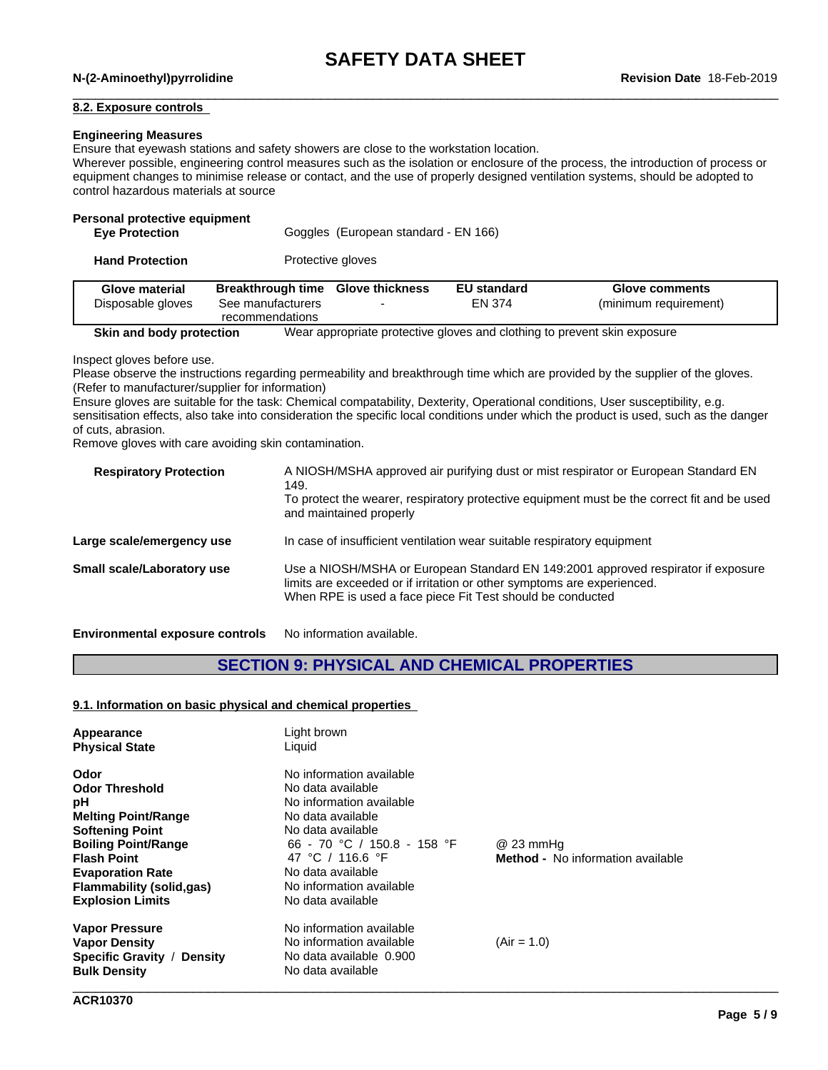### 8.2. Exposure controls

**Engineering Measures**

Ensure that eyewash stations and safety showers are close to the workstation location.
Wherever possible, engineering control measures such as the isolation or enclosure of the process, the introduction of process or equipment changes to minimise release or contact, and the use of properly designed ventilation systems, should be adopted to control hazardous materials at source

**Personal protective equipment**

**Eye Protection** — Goggles (European standard - EN 166)

**Hand Protection** — Protective gloves

| Glove material | Breakthrough time | Glove thickness | EU standard | Glove comments |
|---|---|---|---|---|
| Disposable gloves | See manufacturers recommendations | - | EN 374 | (minimum requirement) |

**Skin and body protection** — Wear appropriate protective gloves and clothing to prevent skin exposure

Inspect gloves before use.
Please observe the instructions regarding permeability and breakthrough time which are provided by the supplier of the gloves. (Refer to manufacturer/supplier for information)
Ensure gloves are suitable for the task: Chemical compatability, Dexterity, Operational conditions, User susceptibility, e.g. sensitisation effects, also take into consideration the specific local conditions under which the product is used, such as the danger of cuts, abrasion.
Remove gloves with care avoiding skin contamination.

**Respiratory Protection** — A NIOSH/MSHA approved air purifying dust or mist respirator or European Standard EN 149.
To protect the wearer, respiratory protective equipment must be the correct fit and be used and maintained properly

**Large scale/emergency use** — In case of insufficient ventilation wear suitable respiratory equipment

**Small scale/Laboratory use** — Use a NIOSH/MSHA or European Standard EN 149:2001 approved respirator if exposure limits are exceeded or if irritation or other symptoms are experienced.
When RPE is used a face piece Fit Test should be conducted

**Environmental exposure controls** — No information available.

## SECTION 9: PHYSICAL AND CHEMICAL PROPERTIES

### 9.1. Information on basic physical and chemical properties

| | | |
|---|---|---|
| **Appearance** | Light brown | |
| **Physical State** | Liquid | |
| **Odor** | No information available | |
| **Odor Threshold** | No data available | |
| **pH** | No information available | |
| **Melting Point/Range** | No data available | |
| **Softening Point** | No data available | |
| **Boiling Point/Range** | 66 - 70 °C / 150.8 - 158 °F | @ 23 mmHg |
| **Flash Point** | 47 °C / 116.6 °F | **Method -** No information available |
| **Evaporation Rate** | No data available | |
| **Flammability (solid,gas)** | No information available | |
| **Explosion Limits** | No data available | |
| **Vapor Pressure** | No information available | |
| **Vapor Density** | No information available | (Air = 1.0) |
| **Specific Gravity / Density** | No data available 0.900 | |
| **Bulk Density** | No data available | |

ACR10370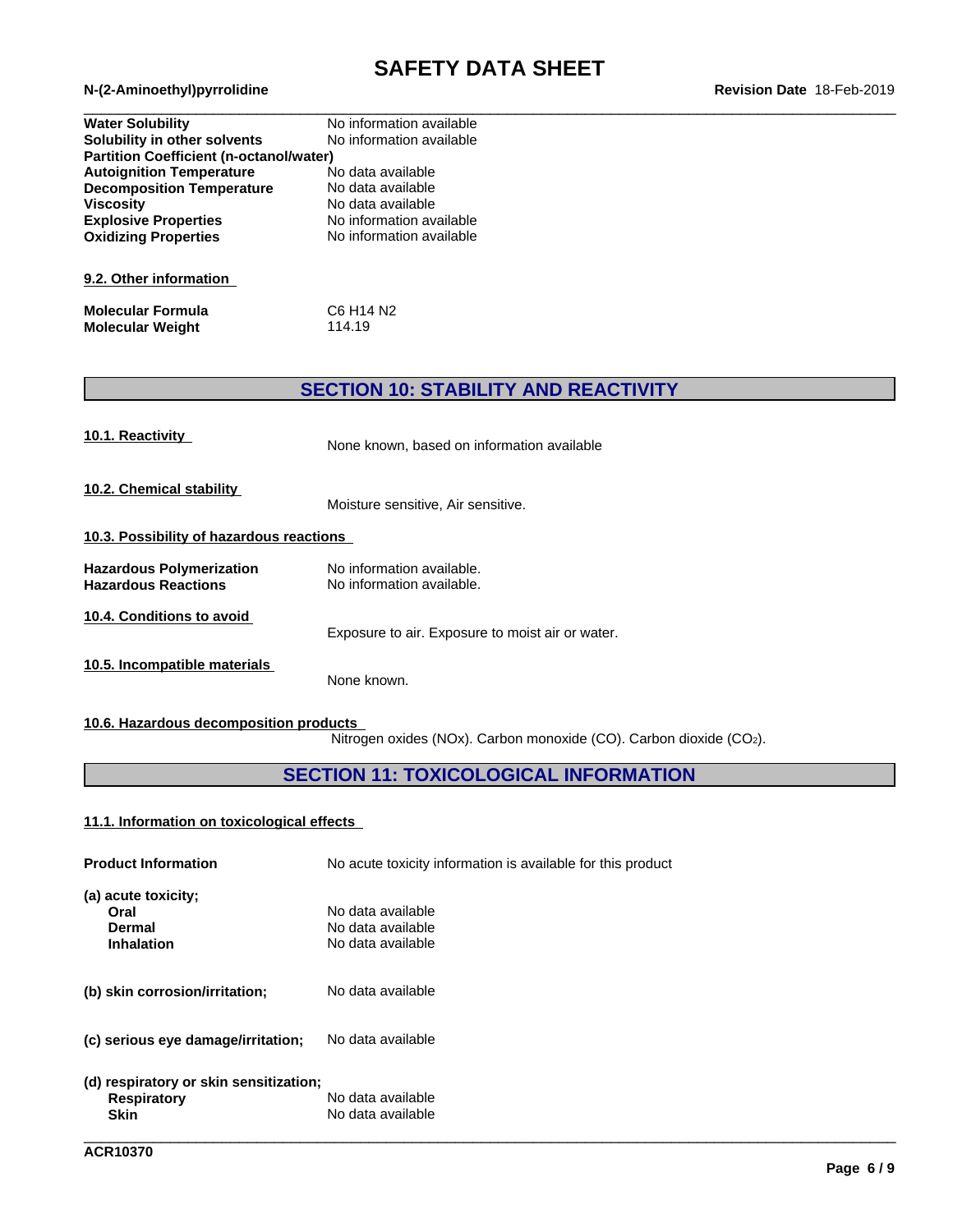| | |
|---|---|
| **Water Solubility** | No information available |
| **Solubility in other solvents** | No information available |
| **Partition Coefficient (n-octanol/water)** | |
| **Autoignition Temperature** | No data available |
| **Decomposition Temperature** | No data available |
| **Viscosity** | No data available |
| **Explosive Properties** | No information available |
| **Oxidizing Properties** | No information available |

### 9.2. Other information

| | |
|---|---|
| **Molecular Formula** | C6 H14 N2 |
| **Molecular Weight** | 114.19 |

## SECTION 10: STABILITY AND REACTIVITY

### 10.1. Reactivity

None known, based on information available

### 10.2. Chemical stability

Moisture sensitive, Air sensitive.

### 10.3. Possibility of hazardous reactions

| | |
|---|---|
| **Hazardous Polymerization** | No information available. |
| **Hazardous Reactions** | No information available. |

### 10.4. Conditions to avoid

Exposure to air. Exposure to moist air or water.

### 10.5. Incompatible materials

None known.

### 10.6. Hazardous decomposition products

Nitrogen oxides (NOx). Carbon monoxide (CO). Carbon dioxide ($CO_2$).

## SECTION 11: TOXICOLOGICAL INFORMATION

### 11.1. Information on toxicological effects

**Product Information** No acute toxicity information is available for this product

**(a) acute toxicity;**

| | |
|---|---|
| **Oral** | No data available |
| **Dermal** | No data available |
| **Inhalation** | No data available |

**(b) skin corrosion/irritation;** No data available

**(c) serious eye damage/irritation;** No data available

**(d) respiratory or skin sensitization;**

| | |
|---|---|
| **Respiratory** | No data available |
| **Skin** | No data available |

ACR10370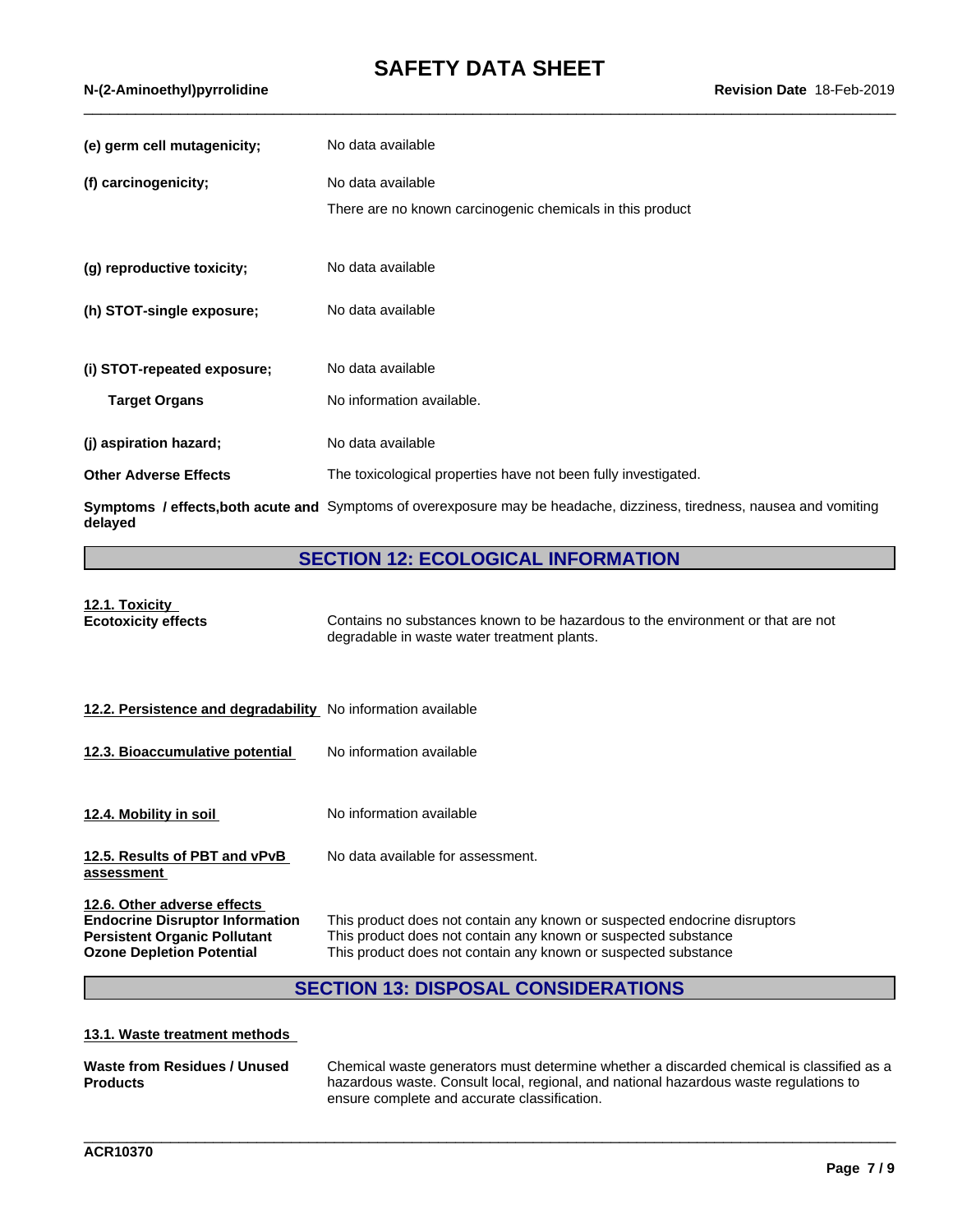**(e) germ cell mutagenicity;** No data available

**(f) carcinogenicity;** No data available

There are no known carcinogenic chemicals in this product

**(g) reproductive toxicity;** No data available

**(h) STOT-single exposure;** No data available

**(i) STOT-repeated exposure;** No data available

**Target Organs** No information available.

**(j) aspiration hazard;** No data available

**Other Adverse Effects** The toxicological properties have not been fully investigated.

**Symptoms / effects,both acute and delayed** Symptoms of overexposure may be headache, dizziness, tiredness, nausea and vomiting

## SECTION 12: ECOLOGICAL INFORMATION

**12.1. Toxicity**

**Ecotoxicity effects** Contains no substances known to be hazardous to the environment or that are not degradable in waste water treatment plants.

**12.2. Persistence and degradability** No information available

**12.3. Bioaccumulative potential** No information available

**12.4. Mobility in soil** No information available

**12.5. Results of PBT and vPvB assessment** No data available for assessment.

**12.6. Other adverse effects**

**Endocrine Disruptor Information** This product does not contain any known or suspected endocrine disruptors

**Persistent Organic Pollutant** This product does not contain any known or suspected substance

**Ozone Depletion Potential** This product does not contain any known or suspected substance

## SECTION 13: DISPOSAL CONSIDERATIONS

**13.1. Waste treatment methods**

**Waste from Residues / Unused Products** Chemical waste generators must determine whether a discarded chemical is classified as a hazardous waste. Consult local, regional, and national hazardous waste regulations to ensure complete and accurate classification.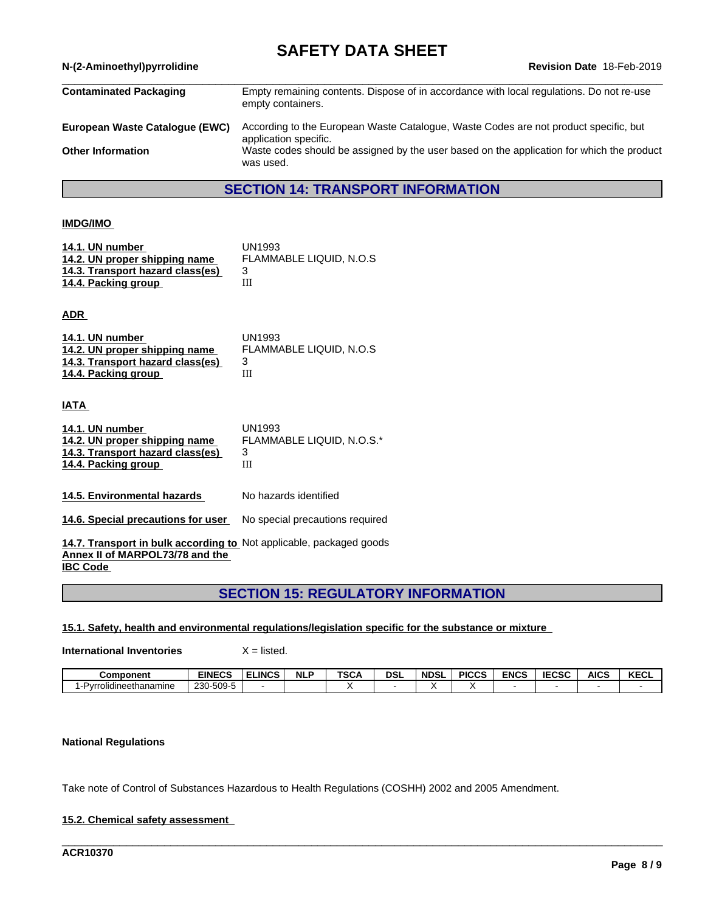| | |
|---|---|
| **Contaminated Packaging** | Empty remaining contents. Dispose of in accordance with local regulations. Do not re-use empty containers. |
| **European Waste Catalogue (EWC)** | According to the European Waste Catalogue, Waste Codes are not product specific, but application specific. |
| **Other Information** | Waste codes should be assigned by the user based on the application for which the product was used. |

## SECTION 14: TRANSPORT INFORMATION

**IMDG/IMO**

| | |
|---|---|
| **14.1. UN number** | UN1993 |
| **14.2. UN proper shipping name** | FLAMMABLE LIQUID, N.O.S |
| **14.3. Transport hazard class(es)** | 3 |
| **14.4. Packing group** | III |

**ADR**

| | |
|---|---|
| **14.1. UN number** | UN1993 |
| **14.2. UN proper shipping name** | FLAMMABLE LIQUID, N.O.S |
| **14.3. Transport hazard class(es)** | 3 |
| **14.4. Packing group** | III |

**IATA**

| | |
|---|---|
| **14.1. UN number** | UN1993 |
| **14.2. UN proper shipping name** | FLAMMABLE LIQUID, N.O.S.* |
| **14.3. Transport hazard class(es)** | 3 |
| **14.4. Packing group** | III |

| | |
|---|---|
| **14.5. Environmental hazards** | No hazards identified |
| **14.6. Special precautions for user** | No special precautions required |
| **14.7. Transport in bulk according to Annex II of MARPOL73/78 and the IBC Code** | Not applicable, packaged goods |

## SECTION 15: REGULATORY INFORMATION

**15.1. Safety, health and environmental regulations/legislation specific for the substance or mixture**

**International Inventories** X = listed.

| Component | EINECS | ELINCS | NLP | TSCA | DSL | NDSL | PICCS | ENCS | IECSC | AICS | KECL |
|---|---|---|---|---|---|---|---|---|---|---|---|
| 1-Pyrrolidineethanamine | 230-509-5 | - | | X | - | X | X | - | - | - | - |

**National Regulations**

Take note of Control of Substances Hazardous to Health Regulations (COSHH) 2002 and 2005 Amendment.

**15.2. Chemical safety assessment**

ACR10370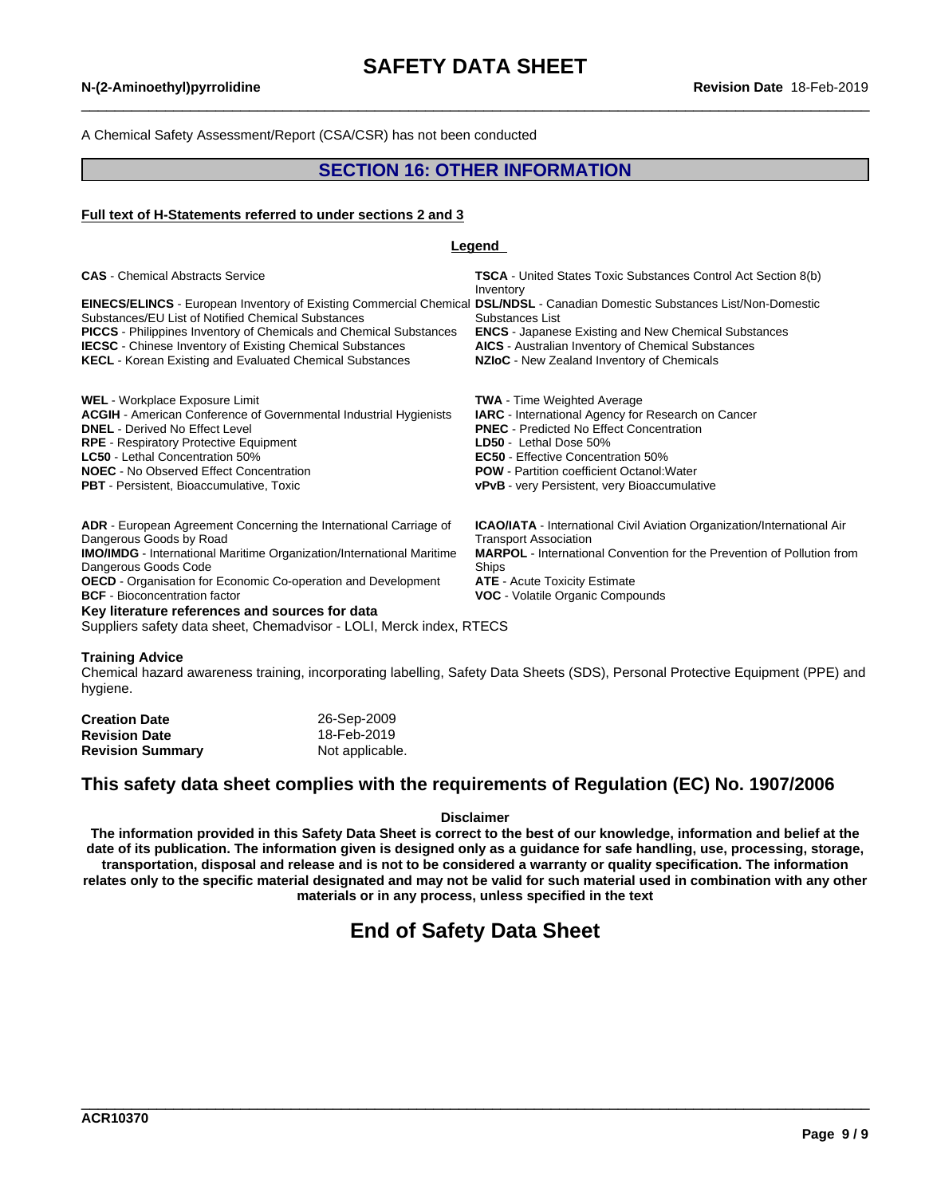A Chemical Safety Assessment/Report (CSA/CSR) has not been conducted

## SECTION 16: OTHER INFORMATION

**Full text of H-Statements referred to under sections 2 and 3**

**Legend**

**CAS** - Chemical Abstracts Service
**EINECS/ELINCS** - European Inventory of Existing Commercial Chemical Substances/EU List of Notified Chemical Substances
**PICCS** - Philippines Inventory of Chemicals and Chemical Substances
**IECSC** - Chinese Inventory of Existing Chemical Substances
**KECL** - Korean Existing and Evaluated Chemical Substances
**TSCA** - United States Toxic Substances Control Act Section 8(b) Inventory
**DSL/NDSL** - Canadian Domestic Substances List/Non-Domestic Substances List
**ENCS** - Japanese Existing and New Chemical Substances
**AICS** - Australian Inventory of Chemical Substances
**NZIoC** - New Zealand Inventory of Chemicals

**WEL** - Workplace Exposure Limit
**ACGIH** - American Conference of Governmental Industrial Hygienists
**DNEL** - Derived No Effect Level
**RPE** - Respiratory Protective Equipment
**LC50** - Lethal Concentration 50%
**NOEC** - No Observed Effect Concentration
**PBT** - Persistent, Bioaccumulative, Toxic
**TWA** - Time Weighted Average
**IARC** - International Agency for Research on Cancer
**PNEC** - Predicted No Effect Concentration
**LD50** - Lethal Dose 50%
**EC50** - Effective Concentration 50%
**POW** - Partition coefficient Octanol:Water
**vPvB** - very Persistent, very Bioaccumulative

**ADR** - European Agreement Concerning the International Carriage of Dangerous Goods by Road
**IMO/IMDG** - International Maritime Organization/International Maritime Dangerous Goods Code
**OECD** - Organisation for Economic Co-operation and Development
**BCF** - Bioconcentration factor
**ICAO/IATA** - International Civil Aviation Organization/International Air Transport Association
**MARPOL** - International Convention for the Prevention of Pollution from Ships
**ATE** - Acute Toxicity Estimate
**VOC** - Volatile Organic Compounds

**Key literature references and sources for data**
Suppliers safety data sheet, Chemadvisor - LOLI, Merck index, RTECS

**Training Advice**
Chemical hazard awareness training, incorporating labelling, Safety Data Sheets (SDS), Personal Protective Equipment (PPE) and hygiene.

| | |
|---|---|
| **Creation Date** | 26-Sep-2009 |
| **Revision Date** | 18-Feb-2019 |
| **Revision Summary** | Not applicable. |

## This safety data sheet complies with the requirements of Regulation (EC) No. 1907/2006

**Disclaimer**

**The information provided in this Safety Data Sheet is correct to the best of our knowledge, information and belief at the date of its publication. The information given is designed only as a guidance for safe handling, use, processing, storage, transportation, disposal and release and is not to be considered a warranty or quality specification. The information relates only to the specific material designated and may not be valid for such material used in combination with any other materials or in any process, unless specified in the text**

# End of Safety Data Sheet

ACR10370